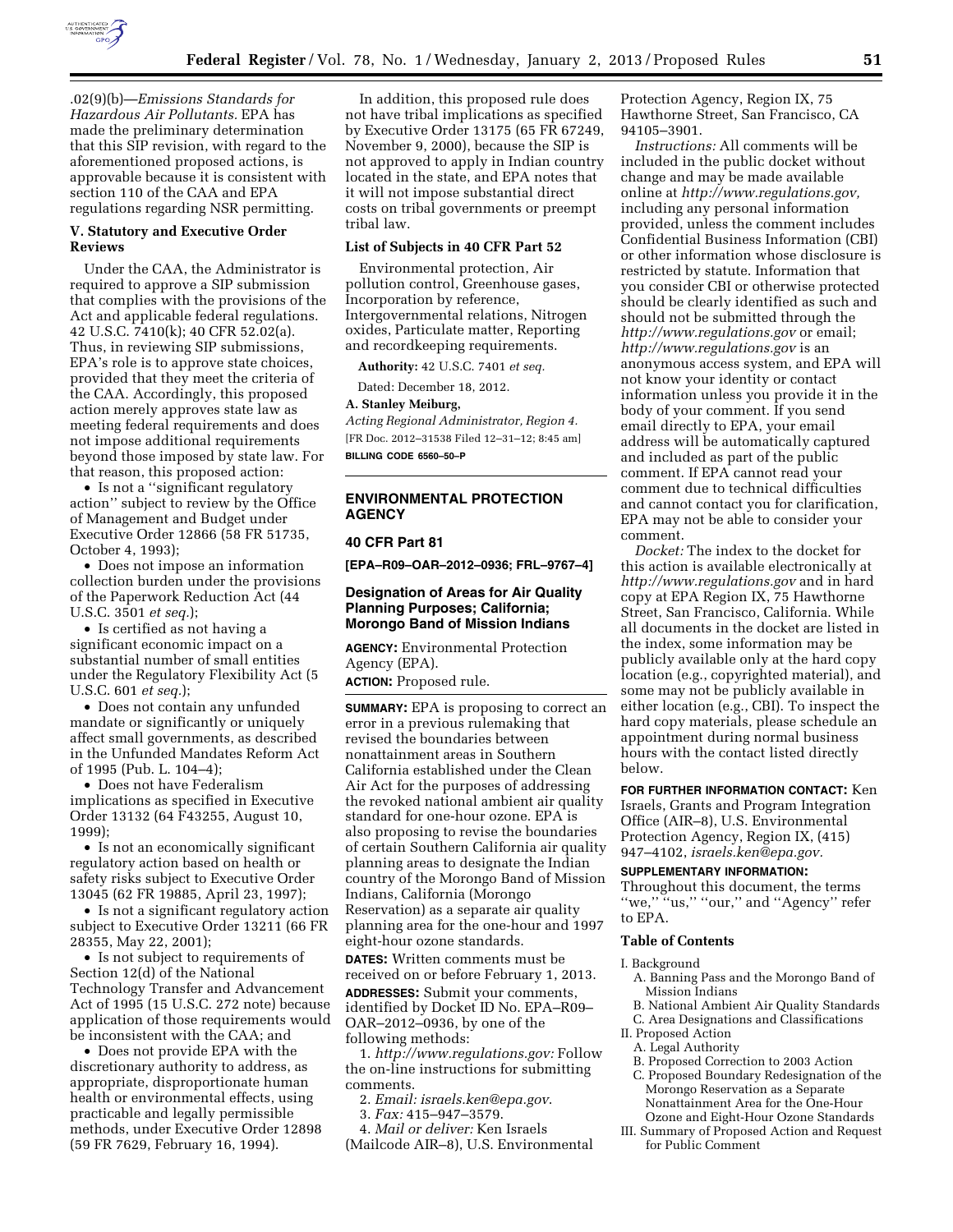.02(9)(b)—*Emissions Standards for Hazardous Air Pollutants.* EPA has made the preliminary determination that this SIP revision, with regard to the aforementioned proposed actions, is approvable because it is consistent with section 110 of the CAA and EPA regulations regarding NSR permitting.

## V. Statutory and Executive Order Reviews

Under the CAA, the Administrator is required to approve a SIP submission that complies with the provisions of the Act and applicable federal regulations. 42 U.S.C. 7410(k); 40 CFR 52.02(a). Thus, in reviewing SIP submissions, EPA's role is to approve state choices, provided that they meet the criteria of the CAA. Accordingly, this proposed action merely approves state law as meeting federal requirements and does not impose additional requirements beyond those imposed by state law. For that reason, this proposed action:

- Is not a ''significant regulatory action'' subject to review by the Office of Management and Budget under Executive Order 12866 (58 FR 51735, October 4, 1993);
- Does not impose an information collection burden under the provisions of the Paperwork Reduction Act (44 U.S.C. 3501 *et seq.*);
- Is certified as not having a significant economic impact on a substantial number of small entities under the Regulatory Flexibility Act (5 U.S.C. 601 *et seq.*);
- Does not contain any unfunded mandate or significantly or uniquely affect small governments, as described in the Unfunded Mandates Reform Act of 1995 (Pub. L. 104–4);
- Does not have Federalism implications as specified in Executive Order 13132 (64 F43255, August 10, 1999);
- Is not an economically significant regulatory action based on health or safety risks subject to Executive Order 13045 (62 FR 19885, April 23, 1997);
- Is not a significant regulatory action subject to Executive Order 13211 (66 FR 28355, May 22, 2001);
- Is not subject to requirements of Section 12(d) of the National Technology Transfer and Advancement Act of 1995 (15 U.S.C. 272 note) because application of those requirements would be inconsistent with the CAA; and
- Does not provide EPA with the discretionary authority to address, as appropriate, disproportionate human health or environmental effects, using practicable and legally permissible methods, under Executive Order 12898 (59 FR 7629, February 16, 1994).

In addition, this proposed rule does not have tribal implications as specified by Executive Order 13175 (65 FR 67249, November 9, 2000), because the SIP is not approved to apply in Indian country located in the state, and EPA notes that it will not impose substantial direct costs on tribal governments or preempt tribal law.

### List of Subjects in 40 CFR Part 52

Environmental protection, Air pollution control, Greenhouse gases, Incorporation by reference, Intergovernmental relations, Nitrogen oxides, Particulate matter, Reporting and recordkeeping requirements.

**Authority:** 42 U.S.C. 7401 *et seq.*

Dated: December 18, 2012.

**A. Stanley Meiburg,**

*Acting Regional Administrator, Region 4.*

[FR Doc. 2012–31538 Filed 12–31–12; 8:45 am]

**BILLING CODE 6560–50–P**

---

## ENVIRONMENTAL PROTECTION AGENCY

### 40 CFR Part 81

**[EPA–R09–OAR–2012–0936; FRL–9767–4]**

### Designation of Areas for Air Quality Planning Purposes; California; Morongo Band of Mission Indians

**AGENCY:** Environmental Protection Agency (EPA).

**ACTION:** Proposed rule.

**SUMMARY:** EPA is proposing to correct an error in a previous rulemaking that revised the boundaries between nonattainment areas in Southern California established under the Clean Air Act for the purposes of addressing the revoked national ambient air quality standard for one-hour ozone. EPA is also proposing to revise the boundaries of certain Southern California air quality planning areas to designate the Indian country of the Morongo Band of Mission Indians, California (Morongo Reservation) as a separate air quality planning area for the one-hour and 1997 eight-hour ozone standards.

**DATES:** Written comments must be received on or before February 1, 2013.

**ADDRESSES:** Submit your comments, identified by Docket ID No. EPA–R09–OAR–2012–0936, by one of the following methods:

1. *http://www.regulations.gov:* Follow the on-line instructions for submitting comments.
2. *Email: israels.ken@epa.gov.*
3. *Fax:* 415–947–3579.
4. *Mail or deliver:* Ken Israels (Mailcode AIR–8), U.S. Environmental Protection Agency, Region IX, 75 Hawthorne Street, San Francisco, CA 94105–3901.

*Instructions:* All comments will be included in the public docket without change and may be made available online at *http://www.regulations.gov,* including any personal information provided, unless the comment includes Confidential Business Information (CBI) or other information whose disclosure is restricted by statute. Information that you consider CBI or otherwise protected should be clearly identified as such and should not be submitted through the *http://www.regulations.gov* or email; *http://www.regulations.gov* is an anonymous access system, and EPA will not know your identity or contact information unless you provide it in the body of your comment. If you send email directly to EPA, your email address will be automatically captured and included as part of the public comment. If EPA cannot read your comment due to technical difficulties and cannot contact you for clarification, EPA may not be able to consider your comment.

*Docket:* The index to the docket for this action is available electronically at *http://www.regulations.gov* and in hard copy at EPA Region IX, 75 Hawthorne Street, San Francisco, California. While all documents in the docket are listed in the index, some information may be publicly available only at the hard copy location (e.g., copyrighted material), and some may not be publicly available in either location (e.g., CBI). To inspect the hard copy materials, please schedule an appointment during normal business hours with the contact listed directly below.

**FOR FURTHER INFORMATION CONTACT:** Ken Israels, Grants and Program Integration Office (AIR–8), U.S. Environmental Protection Agency, Region IX, (415) 947–4102, *israels.ken@epa.gov.*

**SUPPLEMENTARY INFORMATION:**

Throughout this document, the terms ''we,'' ''us,'' ''our,'' and ''Agency'' refer to EPA.

### Table of Contents

I. Background
   A. Banning Pass and the Morongo Band of Mission Indians
   B. National Ambient Air Quality Standards
   C. Area Designations and Classifications
II. Proposed Action
   A. Legal Authority
   B. Proposed Correction to 2003 Action
   C. Proposed Boundary Redesignation of the Morongo Reservation as a Separate Nonattainment Area for the One-Hour Ozone and Eight-Hour Ozone Standards
III. Summary of Proposed Action and Request for Public Comment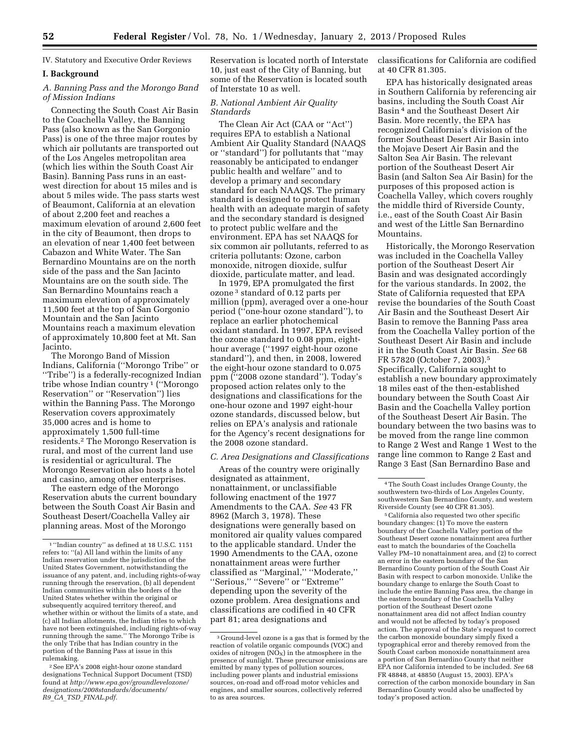IV. Statutory and Executive Order Reviews

## I. Background

### A. Banning Pass and the Morongo Band of Mission Indians

Connecting the South Coast Air Basin to the Coachella Valley, the Banning Pass (also known as the San Gorgonio Pass) is one of the three major routes by which air pollutants are transported out of the Los Angeles metropolitan area (which lies within the South Coast Air Basin). Banning Pass runs in an east-west direction for about 15 miles and is about 5 miles wide. The pass starts west of Beaumont, California at an elevation of about 2,200 feet and reaches a maximum elevation of around 2,600 feet in the city of Beaumont, then drops to an elevation of near 1,400 feet between Cabazon and White Water. The San Bernardino Mountains are on the north side of the pass and the San Jacinto Mountains are on the south side. The San Bernardino Mountains reach a maximum elevation of approximately 11,500 feet at the top of San Gorgonio Mountain and the San Jacinto Mountains reach a maximum elevation of approximately 10,800 feet at Mt. San Jacinto.

The Morongo Band of Mission Indians, California (''Morongo Tribe'' or ''Tribe'') is a federally-recognized Indian tribe whose Indian country [1] (''Morongo Reservation'' or ''Reservation'') lies within the Banning Pass. The Morongo Reservation covers approximately 35,000 acres and is home to approximately 1,500 full-time residents.[2] The Morongo Reservation is rural, and most of the current land use is residential or agricultural. The Morongo Reservation also hosts a hotel and casino, among other enterprises.

The eastern edge of the Morongo Reservation abuts the current boundary between the South Coast Air Basin and Southeast Desert/Coachella Valley air planning areas. Most of the Morongo Reservation is located north of Interstate 10, just east of the City of Banning, but some of the Reservation is located south of Interstate 10 as well.

### B. National Ambient Air Quality Standards

The Clean Air Act (CAA or ''Act'') requires EPA to establish a National Ambient Air Quality Standard (NAAQS or ''standard'') for pollutants that ''may reasonably be anticipated to endanger public health and welfare'' and to develop a primary and secondary standard for each NAAQS. The primary standard is designed to protect human health with an adequate margin of safety and the secondary standard is designed to protect public welfare and the environment. EPA has set NAAQS for six common air pollutants, referred to as criteria pollutants: Ozone, carbon monoxide, nitrogen dioxide, sulfur dioxide, particulate matter, and lead.

In 1979, EPA promulgated the first ozone [3] standard of 0.12 parts per million (ppm), averaged over a one-hour period (''one-hour ozone standard''), to replace an earlier photochemical oxidant standard. In 1997, EPA revised the ozone standard to 0.08 ppm, eight-hour average (''1997 eight-hour ozone standard''), and then, in 2008, lowered the eight-hour ozone standard to 0.075 ppm (''2008 ozone standard''). Today's proposed action relates only to the designations and classifications for the one-hour ozone and 1997 eight-hour ozone standards, discussed below, but relies on EPA's analysis and rationale for the Agency's recent designations for the 2008 ozone standard.

### C. Area Designations and Classifications

Areas of the country were originally designated as attainment, nonattainment, or unclassifiable following enactment of the 1977 Amendments to the CAA. *See* 43 FR 8962 (March 3, 1978). These designations were generally based on monitored air quality values compared to the applicable standard. Under the 1990 Amendments to the CAA, ozone nonattainment areas were further classified as ''Marginal,'' ''Moderate,'' ''Serious,'' ''Severe'' or ''Extreme'' depending upon the severity of the ozone problem. Area designations and classifications are codified in 40 CFR part 81; area designations and classifications for California are codified at 40 CFR 81.305.

EPA has historically designated areas in Southern California by referencing air basins, including the South Coast Air Basin [4] and the Southeast Desert Air Basin. More recently, the EPA has recognized California's division of the former Southeast Desert Air Basin into the Mojave Desert Air Basin and the Salton Sea Air Basin. The relevant portion of the Southeast Desert Air Basin (and Salton Sea Air Basin) for the purposes of this proposed action is Coachella Valley, which covers roughly the middle third of Riverside County, i.e., east of the South Coast Air Basin and west of the Little San Bernardino Mountains.

Historically, the Morongo Reservation was included in the Coachella Valley portion of the Southeast Desert Air Basin and was designated accordingly for the various standards. In 2002, the State of California requested that EPA revise the boundaries of the South Coast Air Basin and the Southeast Desert Air Basin to remove the Banning Pass area from the Coachella Valley portion of the Southeast Desert Air Basin and include it in the South Coast Air Basin. *See* 68 FR 57820 (October 7, 2003).[5] Specifically, California sought to establish a new boundary approximately 18 miles east of the then-established boundary between the South Coast Air Basin and the Coachella Valley portion of the Southeast Desert Air Basin. The boundary between the two basins was to be moved from the range line common to Range 2 West and Range 1 West to the range line common to Range 2 East and Range 3 East (San Bernardino Base and

---

[1] ''Indian country'' as defined at 18 U.S.C. 1151 refers to: ''(a) All land within the limits of any Indian reservation under the jurisdiction of the United States Government, notwithstanding the issuance of any patent, and, including rights-of-way running through the reservation, (b) all dependent Indian communities within the borders of the United States whether within the original or subsequently acquired territory thereof, and whether within or without the limits of a state, and (c) all Indian allotments, the Indian titles to which have not been extinguished, including rights-of-way running through the same.'' The Morongo Tribe is the only Tribe that has Indian country in the portion of the Banning Pass at issue in this rulemaking.

[2] See EPA's 2008 eight-hour ozone standard designations Technical Support Document (TSD) found at *http://www.epa.gov/groundlevelozone/designations/2008standards/documents/R9_CA_TSD_FINAL.pdf*.

[3] Ground-level ozone is a gas that is formed by the reaction of volatile organic compounds (VOC) and oxides of nitrogen ($NO_X$) in the atmosphere in the presence of sunlight. These precursor emissions are emitted by many types of pollution sources, including power plants and industrial emissions sources, on-road and off-road motor vehicles and engines, and smaller sources, collectively referred to as area sources.

[4] The South Coast includes Orange County, the southwestern two-thirds of Los Angeles County, southwestern San Bernardino County, and western Riverside County (see 40 CFR 81.305).

[5] California also requested two other specific boundary changes: (1) To move the eastern boundary of the Coachella Valley portion of the Southeast Desert ozone nonattainment area further east to match the boundaries of the Coachella Valley PM–10 nonattainment area, and (2) to correct an error in the eastern boundary of the San Bernardino County portion of the South Coast Air Basin with respect to carbon monoxide. Unlike the boundary change to enlarge the South Coast to include the entire Banning Pass area, the change in the eastern boundary of the Coachella Valley portion of the Southeast Desert ozone nonattainment area did not affect Indian country and would not be affected by today's proposed action. The approval of the State's request to correct the carbon monoxide boundary simply fixed a typographical error and thereby removed from the South Coast carbon monoxide nonattainment area a portion of San Bernardino County that neither EPA nor California intended to be included. *See* 68 FR 48848, at 48850 (August 15, 2003). EPA's correction of the carbon monoxide boundary in San Bernardino County would also be unaffected by today's proposed action.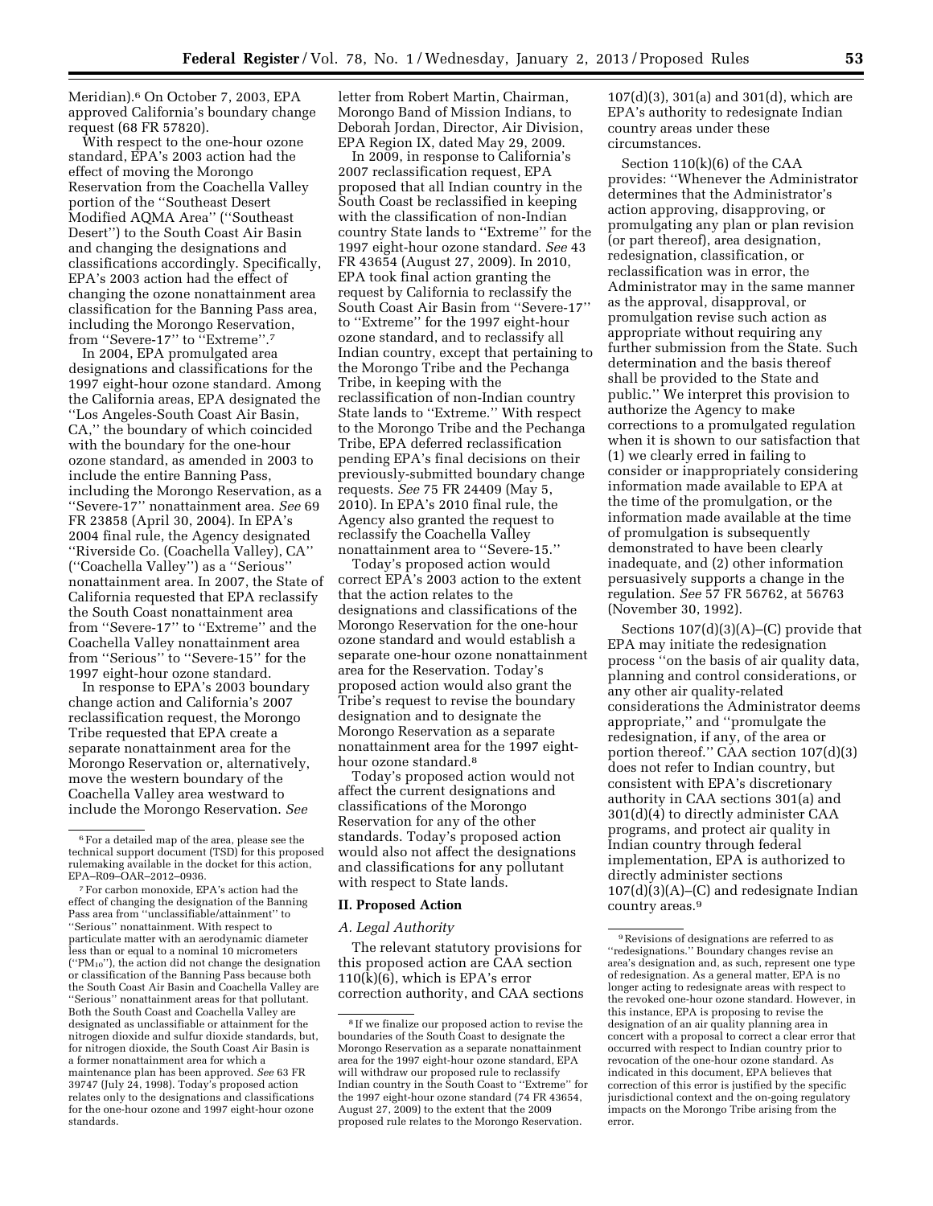Meridian).[6] On October 7, 2003, EPA approved California's boundary change request (68 FR 57820).

With respect to the one-hour ozone standard, EPA's 2003 action had the effect of moving the Morongo Reservation from the Coachella Valley portion of the "Southeast Desert Modified AQMA Area" ("Southeast Desert") to the South Coast Air Basin and changing the designations and classifications accordingly. Specifically, EPA's 2003 action had the effect of changing the ozone nonattainment area classification for the Banning Pass area, including the Morongo Reservation, from "Severe-17" to "Extreme".[7]

In 2004, EPA promulgated area designations and classifications for the 1997 eight-hour ozone standard. Among the California areas, EPA designated the "Los Angeles-South Coast Air Basin, CA," the boundary of which coincided with the boundary for the one-hour ozone standard, as amended in 2003 to include the entire Banning Pass, including the Morongo Reservation, as a "Severe-17" nonattainment area. *See* 69 FR 23858 (April 30, 2004). In EPA's 2004 final rule, the Agency designated "Riverside Co. (Coachella Valley), CA" ("Coachella Valley") as a "Serious" nonattainment area. In 2007, the State of California requested that EPA reclassify the South Coast nonattainment area from "Severe-17" to "Extreme" and the Coachella Valley nonattainment area from "Serious" to "Severe-15" for the 1997 eight-hour ozone standard.

In response to EPA's 2003 boundary change action and California's 2007 reclassification request, the Morongo Tribe requested that EPA create a separate nonattainment area for the Morongo Reservation or, alternatively, move the western boundary of the Coachella Valley area westward to include the Morongo Reservation. *See* letter from Robert Martin, Chairman, Morongo Band of Mission Indians, to Deborah Jordan, Director, Air Division, EPA Region IX, dated May 29, 2009.

In 2009, in response to California's 2007 reclassification request, EPA proposed that all Indian country in the South Coast be reclassified in keeping with the classification of non-Indian country State lands to "Extreme" for the 1997 eight-hour ozone standard. *See* 43 FR 43654 (August 27, 2009). In 2010, EPA took final action granting the request by California to reclassify the South Coast Air Basin from "Severe-17" to "Extreme" for the 1997 eight-hour ozone standard, and to reclassify all Indian country, except that pertaining to the Morongo Tribe and the Pechanga Tribe, in keeping with the reclassification of non-Indian country State lands to "Extreme." With respect to the Morongo Tribe and the Pechanga Tribe, EPA deferred reclassification pending EPA's final decisions on their previously-submitted boundary change requests. *See* 75 FR 24409 (May 5, 2010). In EPA's 2010 final rule, the Agency also granted the request to reclassify the Coachella Valley nonattainment area to "Severe-15."

Today's proposed action would correct EPA's 2003 action to the extent that the action relates to the designations and classifications of the Morongo Reservation for the one-hour ozone standard and would establish a separate one-hour ozone nonattainment area for the Reservation. Today's proposed action would also grant the Tribe's request to revise the boundary designation and to designate the Morongo Reservation as a separate nonattainment area for the 1997 eight-hour ozone standard.[8]

Today's proposed action would not affect the current designations and classifications of the Morongo Reservation for any of the other standards. Today's proposed action would also not affect the designations and classifications for any pollutant with respect to State lands.

## II. Proposed Action

### A. Legal Authority

The relevant statutory provisions for this proposed action are CAA section 110(k)(6), which is EPA's error correction authority, and CAA sections 107(d)(3), 301(a) and 301(d), which are EPA's authority to redesignate Indian country areas under these circumstances.

Section 110(k)(6) of the CAA provides: "Whenever the Administrator determines that the Administrator's action approving, disapproving, or promulgating any plan or plan revision (or part thereof), area designation, redesignation, classification, or reclassification was in error, the Administrator may in the same manner as the approval, disapproval, or promulgation revise such action as appropriate without requiring any further submission from the State. Such determination and the basis thereof shall be provided to the State and public." We interpret this provision to authorize the Agency to make corrections to a promulgated regulation when it is shown to our satisfaction that (1) we clearly erred in failing to consider or inappropriately considering information made available to EPA at the time of the promulgation, or the information made available at the time of promulgation is subsequently demonstrated to have been clearly inadequate, and (2) other information persuasively supports a change in the regulation. *See* 57 FR 56762, at 56763 (November 30, 1992).

Sections 107(d)(3)(A)–(C) provide that EPA may initiate the redesignation process "on the basis of air quality data, planning and control considerations, or any other air quality-related considerations the Administrator deems appropriate," and "promulgate the redesignation, if any, of the area or portion thereof." CAA section 107(d)(3) does not refer to Indian country, but consistent with EPA's discretionary authority in CAA sections 301(a) and 301(d)(4) to directly administer CAA programs, and protect air quality in Indian country through federal implementation, EPA is authorized to directly administer sections 107(d)(3)(A)–(C) and redesignate Indian country areas.[9]

---

[6] For a detailed map of the area, please see the technical support document (TSD) for this proposed rulemaking available in the docket for this action, EPA–R09–OAR–2012–0936.

[7] For carbon monoxide, EPA's action had the effect of changing the designation of the Banning Pass area from "unclassifiable/attainment" to "Serious" nonattainment. With respect to particulate matter with an aerodynamic diameter less than or equal to a nominal 10 micrometers ("$PM_{10}$"), the action did not change the designation or classification of the Banning Pass because both the South Coast Air Basin and Coachella Valley are "Serious" nonattainment areas for that pollutant. Both the South Coast and Coachella Valley are designated as unclassifiable or attainment for the nitrogen dioxide and sulfur dioxide standards, but, for nitrogen dioxide, the South Coast Air Basin is a former nonattainment area for which a maintenance plan has been approved. *See* 63 FR 39747 (July 24, 1998). Today's proposed action relates only to the designations and classifications for the one-hour ozone and 1997 eight-hour ozone standards.

[8] If we finalize our proposed action to revise the boundaries of the South Coast to designate the Morongo Reservation as a separate nonattainment area for the 1997 eight-hour ozone standard, EPA will withdraw our proposed rule to reclassify Indian country in the South Coast to "Extreme" for the 1997 eight-hour ozone standard (74 FR 43654, August 27, 2009) to the extent that the 2009 proposed rule relates to the Morongo Reservation.

[9] Revisions of designations are referred to as "redesignations." Boundary changes revise an area's designation and, as such, represent one type of redesignation. As a general matter, EPA is no longer acting to redesignate areas with respect to the revoked one-hour ozone standard. However, in this instance, EPA is proposing to revise the designation of an air quality planning area in concert with a proposal to correct a clear error that occurred with respect to Indian country prior to revocation of the one-hour ozone standard. As indicated in this document, EPA believes that correction of this error is justified by the specific jurisdictional context and the on-going regulatory impacts on the Morongo Tribe arising from the error.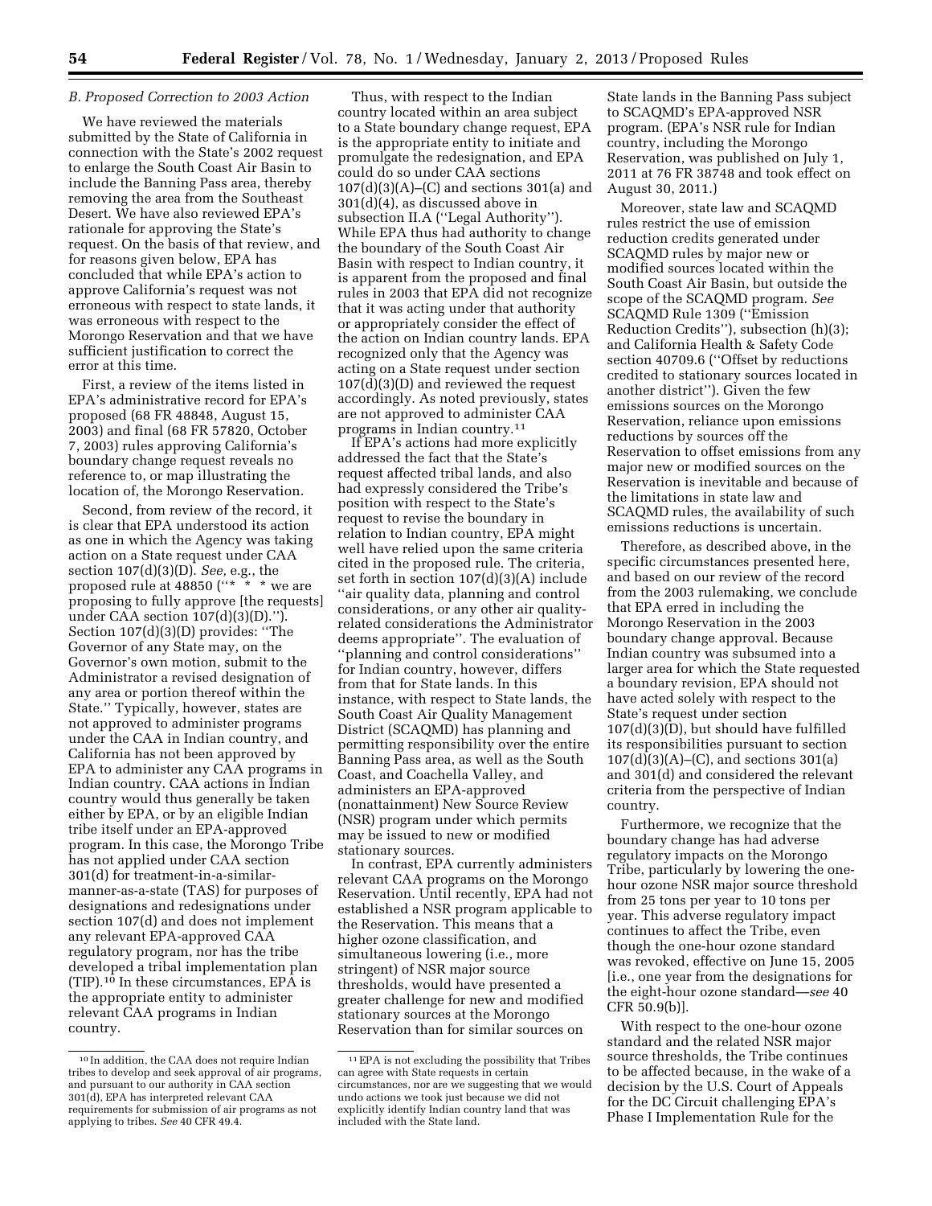### B. Proposed Correction to 2003 Action

We have reviewed the materials submitted by the State of California in connection with the State's 2002 request to enlarge the South Coast Air Basin to include the Banning Pass area, thereby removing the area from the Southeast Desert. We have also reviewed EPA's rationale for approving the State's request. On the basis of that review, and for reasons given below, EPA has concluded that while EPA's action to approve California's request was not erroneous with respect to state lands, it was erroneous with respect to the Morongo Reservation and that we have sufficient justification to correct the error at this time.

First, a review of the items listed in EPA's administrative record for EPA's proposed (68 FR 48848, August 15, 2003) and final (68 FR 57820, October 7, 2003) rules approving California's boundary change request reveals no reference to, or map illustrating the location of, the Morongo Reservation.

Second, from review of the record, it is clear that EPA understood its action as one in which the Agency was taking action on a State request under CAA section 107(d)(3)(D). *See,* e.g., the proposed rule at 48850 (''* * * we are proposing to fully approve [the requests] under CAA section 107(d)(3)(D).''). Section 107(d)(3)(D) provides: ''The Governor of any State may, on the Governor's own motion, submit to the Administrator a revised designation of any area or portion thereof within the State.'' Typically, however, states are not approved to administer programs under the CAA in Indian country, and California has not been approved by EPA to administer any CAA programs in Indian country. CAA actions in Indian country would thus generally be taken either by EPA, or by an eligible Indian tribe itself under an EPA-approved program. In this case, the Morongo Tribe has not applied under CAA section 301(d) for treatment-in-a-similar-manner-as-a-state (TAS) for purposes of designations and redesignations under section 107(d) and does not implement any relevant EPA-approved CAA regulatory program, nor has the tribe developed a tribal implementation plan (TIP).[10] In these circumstances, EPA is the appropriate entity to administer relevant CAA programs in Indian country.

Thus, with respect to the Indian country located within an area subject to a State boundary change request, EPA is the appropriate entity to initiate and promulgate the redesignation, and EPA could do so under CAA sections 107(d)(3)(A)–(C) and sections 301(a) and 301(d)(4), as discussed above in subsection II.A (''Legal Authority''). While EPA thus had authority to change the boundary of the South Coast Air Basin with respect to Indian country, it is apparent from the proposed and final rules in 2003 that EPA did not recognize that it was acting under that authority or appropriately consider the effect of the action on Indian country lands. EPA recognized only that the Agency was acting on a State request under section 107(d)(3)(D) and reviewed the request accordingly. As noted previously, states are not approved to administer CAA programs in Indian country.[11]

If EPA's actions had more explicitly addressed the fact that the State's request affected tribal lands, and also had expressly considered the Tribe's position with respect to the State's request to revise the boundary in relation to Indian country, EPA might well have relied upon the same criteria cited in the proposed rule. The criteria, set forth in section 107(d)(3)(A) include ''air quality data, planning and control considerations, or any other air quality-related considerations the Administrator deems appropriate''. The evaluation of ''planning and control considerations'' for Indian country, however, differs from that for State lands. In this instance, with respect to State lands, the South Coast Air Quality Management District (SCAQMD) has planning and permitting responsibility over the entire Banning Pass area, as well as the South Coast, and Coachella Valley, and administers an EPA-approved (nonattainment) New Source Review (NSR) program under which permits may be issued to new or modified stationary sources.

In contrast, EPA currently administers relevant CAA programs on the Morongo Reservation. Until recently, EPA had not established a NSR program applicable to the Reservation. This means that a higher ozone classification, and simultaneous lowering (i.e., more stringent) of NSR major source thresholds, would have presented a greater challenge for new and modified stationary sources at the Morongo Reservation than for similar sources on State lands in the Banning Pass subject to SCAQMD's EPA-approved NSR program. (EPA's NSR rule for Indian country, including the Morongo Reservation, was published on July 1, 2011 at 76 FR 38748 and took effect on August 30, 2011.)

Moreover, state law and SCAQMD rules restrict the use of emission reduction credits generated under SCAQMD rules by major new or modified sources located within the South Coast Air Basin, but outside the scope of the SCAQMD program. *See* SCAQMD Rule 1309 (''Emission Reduction Credits''), subsection (h)(3); and California Health & Safety Code section 40709.6 (''Offset by reductions credited to stationary sources located in another district''). Given the few emissions sources on the Morongo Reservation, reliance upon emissions reductions by sources off the Reservation to offset emissions from any major new or modified sources on the Reservation is inevitable and because of the limitations in state law and SCAQMD rules, the availability of such emissions reductions is uncertain.

Therefore, as described above, in the specific circumstances presented here, and based on our review of the record from the 2003 rulemaking, we conclude that EPA erred in including the Morongo Reservation in the 2003 boundary change approval. Because Indian country was subsumed into a larger area for which the State requested a boundary revision, EPA should not have acted solely with respect to the State's request under section 107(d)(3)(D), but should have fulfilled its responsibilities pursuant to section 107(d)(3)(A)–(C), and sections 301(a) and 301(d) and considered the relevant criteria from the perspective of Indian country.

Furthermore, we recognize that the boundary change has had adverse regulatory impacts on the Morongo Tribe, particularly by lowering the one-hour ozone NSR major source threshold from 25 tons per year to 10 tons per year. This adverse regulatory impact continues to affect the Tribe, even though the one-hour ozone standard was revoked, effective on June 15, 2005 [i.e., one year from the designations for the eight-hour ozone standard—*see* 40 CFR 50.9(b)].

With respect to the one-hour ozone standard and the related NSR major source thresholds, the Tribe continues to be affected because, in the wake of a decision by the U.S. Court of Appeals for the DC Circuit challenging EPA's Phase I Implementation Rule for the

---

[10] In addition, the CAA does not require Indian tribes to develop and seek approval of air programs, and pursuant to our authority in CAA section 301(d), EPA has interpreted relevant CAA requirements for submission of air programs as not applying to tribes. *See* 40 CFR 49.4.

[11] EPA is not excluding the possibility that Tribes can agree with State requests in certain circumstances, nor are we suggesting that we would undo actions we took just because we did not explicitly identify Indian country land that was included with the State land.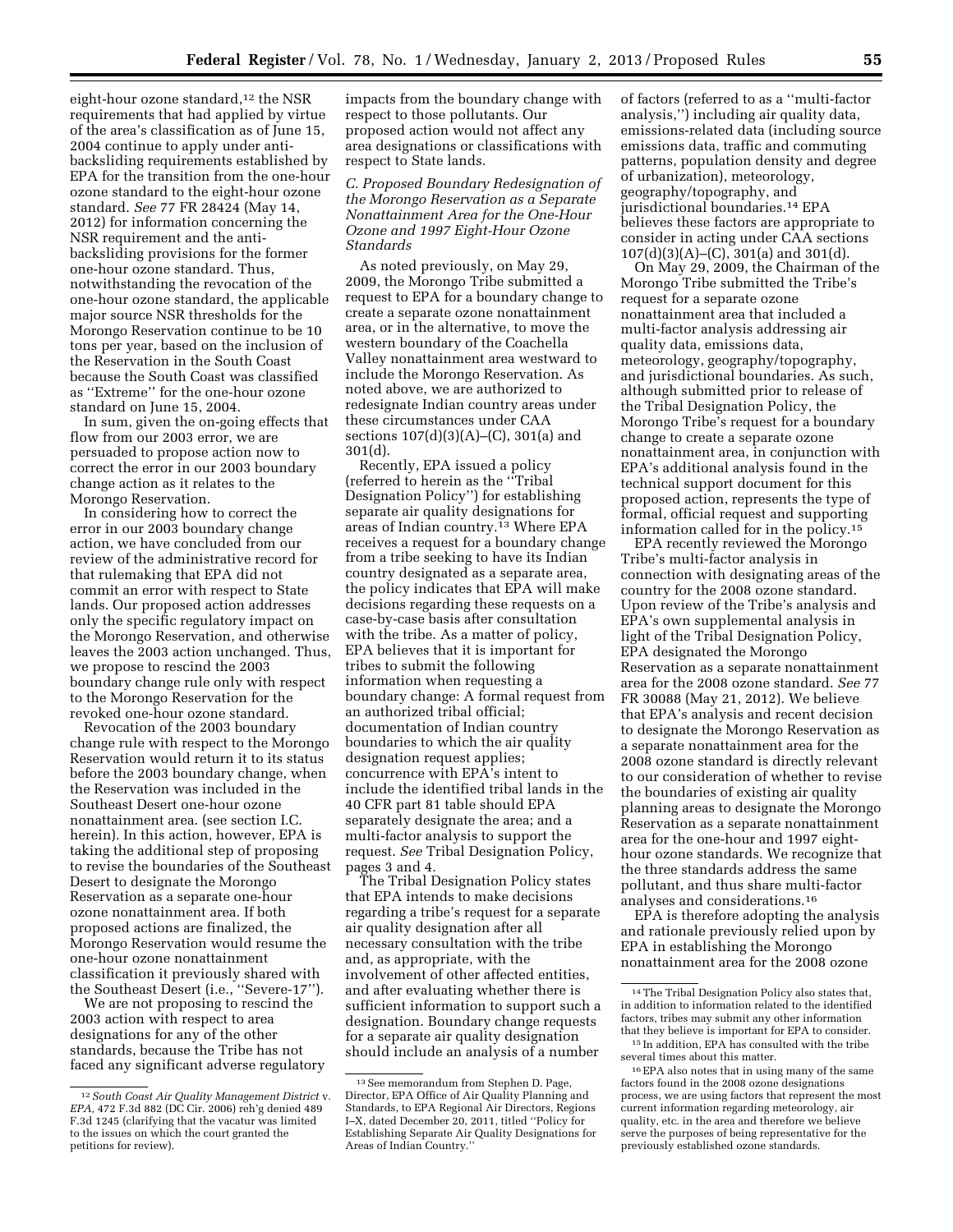eight-hour ozone standard,[12] the NSR requirements that had applied by virtue of the area's classification as of June 15, 2004 continue to apply under anti-backsliding requirements established by EPA for the transition from the one-hour ozone standard to the eight-hour ozone standard. *See* 77 FR 28424 (May 14, 2012) for information concerning the NSR requirement and the anti-backsliding provisions for the former one-hour ozone standard. Thus, notwithstanding the revocation of the one-hour ozone standard, the applicable major source NSR thresholds for the Morongo Reservation continue to be 10 tons per year, based on the inclusion of the Reservation in the South Coast because the South Coast was classified as ''Extreme'' for the one-hour ozone standard on June 15, 2004.

In sum, given the on-going effects that flow from our 2003 error, we are persuaded to propose action now to correct the error in our 2003 boundary change action as it relates to the Morongo Reservation.

In considering how to correct the error in our 2003 boundary change action, we have concluded from our review of the administrative record for that rulemaking that EPA did not commit an error with respect to State lands. Our proposed action addresses only the specific regulatory impact on the Morongo Reservation, and otherwise leaves the 2003 action unchanged. Thus, we propose to rescind the 2003 boundary change rule only with respect to the Morongo Reservation for the revoked one-hour ozone standard.

Revocation of the 2003 boundary change rule with respect to the Morongo Reservation would return it to its status before the 2003 boundary change, when the Reservation was included in the Southeast Desert one-hour ozone nonattainment area. (see section I.C. herein). In this action, however, EPA is taking the additional step of proposing to revise the boundaries of the Southeast Desert to designate the Morongo Reservation as a separate one-hour ozone nonattainment area. If both proposed actions are finalized, the Morongo Reservation would resume the one-hour ozone nonattainment classification it previously shared with the Southeast Desert (i.e., ''Severe-17'').

We are not proposing to rescind the 2003 action with respect to area designations for any of the other standards, because the Tribe has not faced any significant adverse regulatory impacts from the boundary change with respect to those pollutants. Our proposed action would not affect any area designations or classifications with respect to State lands.

### *C. Proposed Boundary Redesignation of the Morongo Reservation as a Separate Nonattainment Area for the One-Hour Ozone and 1997 Eight-Hour Ozone Standards*

As noted previously, on May 29, 2009, the Morongo Tribe submitted a request to EPA for a boundary change to create a separate ozone nonattainment area, or in the alternative, to move the western boundary of the Coachella Valley nonattainment area westward to include the Morongo Reservation. As noted above, we are authorized to redesignate Indian country areas under these circumstances under CAA sections 107(d)(3)(A)–(C), 301(a) and 301(d).

Recently, EPA issued a policy (referred to herein as the ''Tribal Designation Policy'') for establishing separate air quality designations for areas of Indian country.[13] Where EPA receives a request for a boundary change from a tribe seeking to have its Indian country designated as a separate area, the policy indicates that EPA will make decisions regarding these requests on a case-by-case basis after consultation with the tribe. As a matter of policy, EPA believes that it is important for tribes to submit the following information when requesting a boundary change: A formal request from an authorized tribal official; documentation of Indian country boundaries to which the air quality designation request applies; concurrence with EPA's intent to include the identified tribal lands in the 40 CFR part 81 table should EPA separately designate the area; and a multi-factor analysis to support the request. *See* Tribal Designation Policy, pages 3 and 4.

The Tribal Designation Policy states that EPA intends to make decisions regarding a tribe's request for a separate air quality designation after all necessary consultation with the tribe and, as appropriate, with the involvement of other affected entities, and after evaluating whether there is sufficient information to support such a designation. Boundary change requests for a separate air quality designation should include an analysis of a number of factors (referred to as a ''multi-factor analysis,'') including air quality data, emissions-related data (including source emissions data, traffic and commuting patterns, population density and degree of urbanization), meteorology, geography/topography, and jurisdictional boundaries.[14] EPA believes these factors are appropriate to consider in acting under CAA sections 107(d)(3)(A)–(C), 301(a) and 301(d).

On May 29, 2009, the Chairman of the Morongo Tribe submitted the Tribe's request for a separate ozone nonattainment area that included a multi-factor analysis addressing air quality data, emissions data, meteorology, geography/topography, and jurisdictional boundaries. As such, although submitted prior to release of the Tribal Designation Policy, the Morongo Tribe's request for a boundary change to create a separate ozone nonattainment area, in conjunction with EPA's additional analysis found in the technical support document for this proposed action, represents the type of formal, official request and supporting information called for in the policy.[15]

EPA recently reviewed the Morongo Tribe's multi-factor analysis in connection with designating areas of the country for the 2008 ozone standard. Upon review of the Tribe's analysis and EPA's own supplemental analysis in light of the Tribal Designation Policy, EPA designated the Morongo Reservation as a separate nonattainment area for the 2008 ozone standard. *See* 77 FR 30088 (May 21, 2012). We believe that EPA's analysis and recent decision to designate the Morongo Reservation as a separate nonattainment area for the 2008 ozone standard is directly relevant to our consideration of whether to revise the boundaries of existing air quality planning areas to designate the Morongo Reservation as a separate nonattainment area for the one-hour and 1997 eight-hour ozone standards. We recognize that the three standards address the same pollutant, and thus share multi-factor analyses and considerations.[16]

EPA is therefore adopting the analysis and rationale previously relied upon by EPA in establishing the Morongo nonattainment area for the 2008 ozone

---

[12] *South Coast Air Quality Management District* v. *EPA*, 472 F.3d 882 (DC Cir. 2006) reh'g denied 489 F.3d 1245 (clarifying that the vacatur was limited to the issues on which the court granted the petitions for review).

[13] See memorandum from Stephen D. Page, Director, EPA Office of Air Quality Planning and Standards, to EPA Regional Air Directors, Regions I–X, dated December 20, 2011, titled ''Policy for Establishing Separate Air Quality Designations for Areas of Indian Country.''

[14] The Tribal Designation Policy also states that, in addition to information related to the identified factors, tribes may submit any other information that they believe is important for EPA to consider.

[15] In addition, EPA has consulted with the tribe several times about this matter.

[16] EPA also notes that in using many of the same factors found in the 2008 ozone designations process, we are using factors that represent the most current information regarding meteorology, air quality, etc. in the area and therefore we believe serve the purposes of being representative for the previously established ozone standards.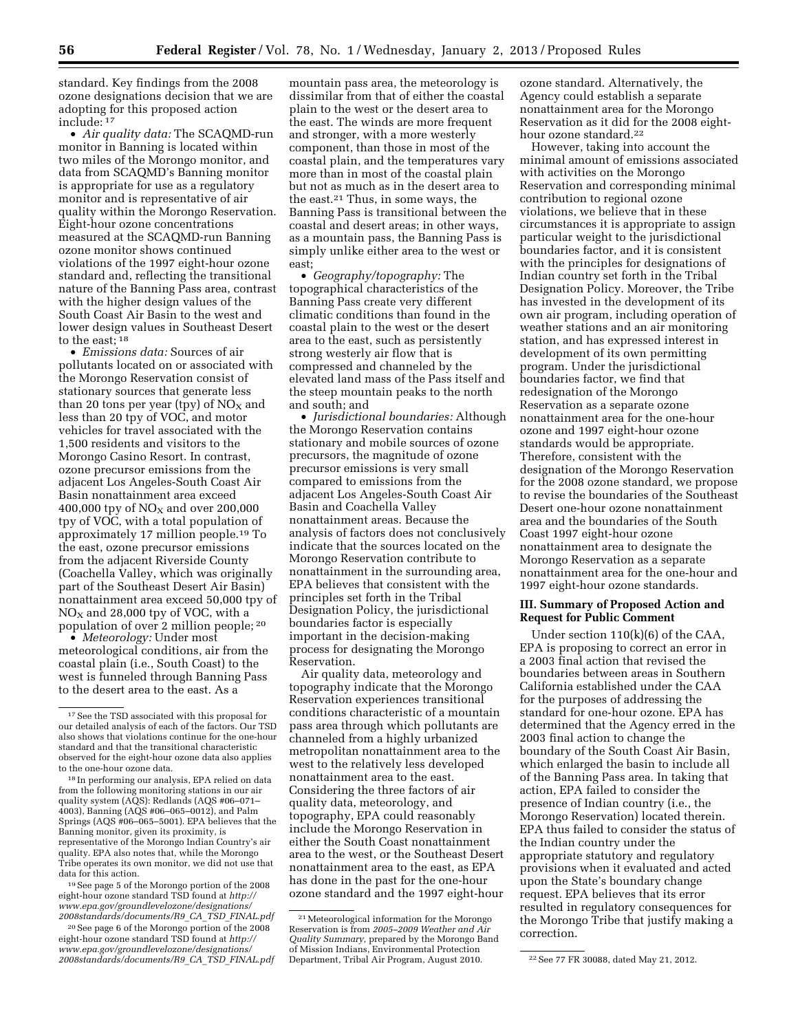standard. Key findings from the 2008 ozone designations decision that we are adopting for this proposed action include: [17]

• *Air quality data:* The SCAQMD-run monitor in Banning is located within two miles of the Morongo monitor, and data from SCAQMD's Banning monitor is appropriate for use as a regulatory monitor and is representative of air quality within the Morongo Reservation. Eight-hour ozone concentrations measured at the SCAQMD-run Banning ozone monitor shows continued violations of the 1997 eight-hour ozone standard and, reflecting the transitional nature of the Banning Pass area, contrast with the higher design values of the South Coast Air Basin to the west and lower design values in Southeast Desert to the east; [18]

• *Emissions data:* Sources of air pollutants located on or associated with the Morongo Reservation consist of stationary sources that generate less than 20 tons per year (tpy) of $NO_X$ and less than 20 tpy of VOC, and motor vehicles for travel associated with the 1,500 residents and visitors to the Morongo Casino Resort. In contrast, ozone precursor emissions from the adjacent Los Angeles-South Coast Air Basin nonattainment area exceed 400,000 tpy of $NO_X$ and over 200,000 tpy of VOC, with a total population of approximately 17 million people.[19] To the east, ozone precursor emissions from the adjacent Riverside County (Coachella Valley, which was originally part of the Southeast Desert Air Basin) nonattainment area exceed 50,000 tpy of $NO_X$ and 28,000 tpy of VOC, with a population of over 2 million people; [20]

• *Meteorology:* Under most meteorological conditions, air from the coastal plain (i.e., South Coast) to the west is funneled through Banning Pass to the desert area to the east. As a mountain pass area, the meteorology is dissimilar from that of either the coastal plain to the west or the desert area to the east. The winds are more frequent and stronger, with a more westerly component, than those in most of the coastal plain, and the temperatures vary more than in most of the coastal plain but not as much as in the desert area to the east.[21] Thus, in some ways, the Banning Pass is transitional between the coastal and desert areas; in other ways, as a mountain pass, the Banning Pass is simply unlike either area to the west or east;

• *Geography/topography:* The topographical characteristics of the Banning Pass create very different climatic conditions than found in the coastal plain to the west or the desert area to the east, such as persistently strong westerly air flow that is compressed and channeled by the elevated land mass of the Pass itself and the steep mountain peaks to the north and south; and

• *Jurisdictional boundaries:* Although the Morongo Reservation contains stationary and mobile sources of ozone precursors, the magnitude of ozone precursor emissions is very small compared to emissions from the adjacent Los Angeles-South Coast Air Basin and Coachella Valley nonattainment areas. Because the analysis of factors does not conclusively indicate that the sources located on the Morongo Reservation contribute to nonattainment in the surrounding area, EPA believes that consistent with the principles set forth in the Tribal Designation Policy, the jurisdictional boundaries factor is especially important in the decision-making process for designating the Morongo Reservation.

Air quality data, meteorology and topography indicate that the Morongo Reservation experiences transitional conditions characteristic of a mountain pass area through which pollutants are channeled from a highly urbanized metropolitan nonattainment area to the west to the relatively less developed nonattainment area to the east. Considering the three factors of air quality data, meteorology, and topography, EPA could reasonably include the Morongo Reservation in either the South Coast nonattainment area to the west, or the Southeast Desert nonattainment area to the east, as EPA has done in the past for the one-hour ozone standard and the 1997 eight-hour ozone standard. Alternatively, the Agency could establish a separate nonattainment area for the Morongo Reservation as it did for the 2008 eight-hour ozone standard.[22]

However, taking into account the minimal amount of emissions associated with activities on the Morongo Reservation and corresponding minimal contribution to regional ozone violations, we believe that in these circumstances it is appropriate to assign particular weight to the jurisdictional boundaries factor, and it is consistent with the principles for designations of Indian country set forth in the Tribal Designation Policy. Moreover, the Tribe has invested in the development of its own air program, including operation of weather stations and an air monitoring station, and has expressed interest in development of its own permitting program. Under the jurisdictional boundaries factor, we find that redesignation of the Morongo Reservation as a separate ozone nonattainment area for the one-hour ozone and 1997 eight-hour ozone standards would be appropriate. Therefore, consistent with the designation of the Morongo Reservation for the 2008 ozone standard, we propose to revise the boundaries of the Southeast Desert one-hour ozone nonattainment area and the boundaries of the South Coast 1997 eight-hour ozone nonattainment area to designate the Morongo Reservation as a separate nonattainment area for the one-hour and 1997 eight-hour ozone standards.

### III. Summary of Proposed Action and Request for Public Comment

Under section 110(k)(6) of the CAA, EPA is proposing to correct an error in a 2003 final action that revised the boundaries between areas in Southern California established under the CAA for the purposes of addressing the standard for one-hour ozone. EPA has determined that the Agency erred in the 2003 final action to change the boundary of the South Coast Air Basin, which enlarged the basin to include all of the Banning Pass area. In taking that action, EPA failed to consider the presence of Indian country (i.e., the Morongo Reservation) located therein. EPA thus failed to consider the status of the Indian country under the appropriate statutory and regulatory provisions when it evaluated and acted upon the State's boundary change request. EPA believes that its error resulted in regulatory consequences for the Morongo Tribe that justify making a correction.

---

[17] See the TSD associated with this proposal for our detailed analysis of each of the factors. Our TSD also shows that violations continue for the one-hour standard and that the transitional characteristic observed for the eight-hour ozone data also applies to the one-hour ozone data.

[18] In performing our analysis, EPA relied on data from the following monitoring stations in our air quality system (AQS): Redlands (AQS #06–071–4003), Banning (AQS #06–065–0012), and Palm Springs (AQS #06–065–5001). EPA believes that the Banning monitor, given its proximity, is representative of the Morongo Indian Country's air quality. EPA also notes that, while the Morongo Tribe operates its own monitor, we did not use that data for this action.

[19] See page 5 of the Morongo portion of the 2008 eight-hour ozone standard TSD found at *http://www.epa.gov/groundlevelozone/designations/2008standards/documents/R9_CA_TSD_FINAL.pdf*

[20] See page 6 of the Morongo portion of the 2008 eight-hour ozone standard TSD found at *http://www.epa.gov/groundlevelozone/designations/2008standards/documents/R9_CA_TSD_FINAL.pdf*

[21] Meteorological information for the Morongo Reservation is from *2005–2009 Weather and Air Quality Summary,* prepared by the Morongo Band of Mission Indians, Environmental Protection Department, Tribal Air Program, August 2010.

[22] See 77 FR 30088, dated May 21, 2012.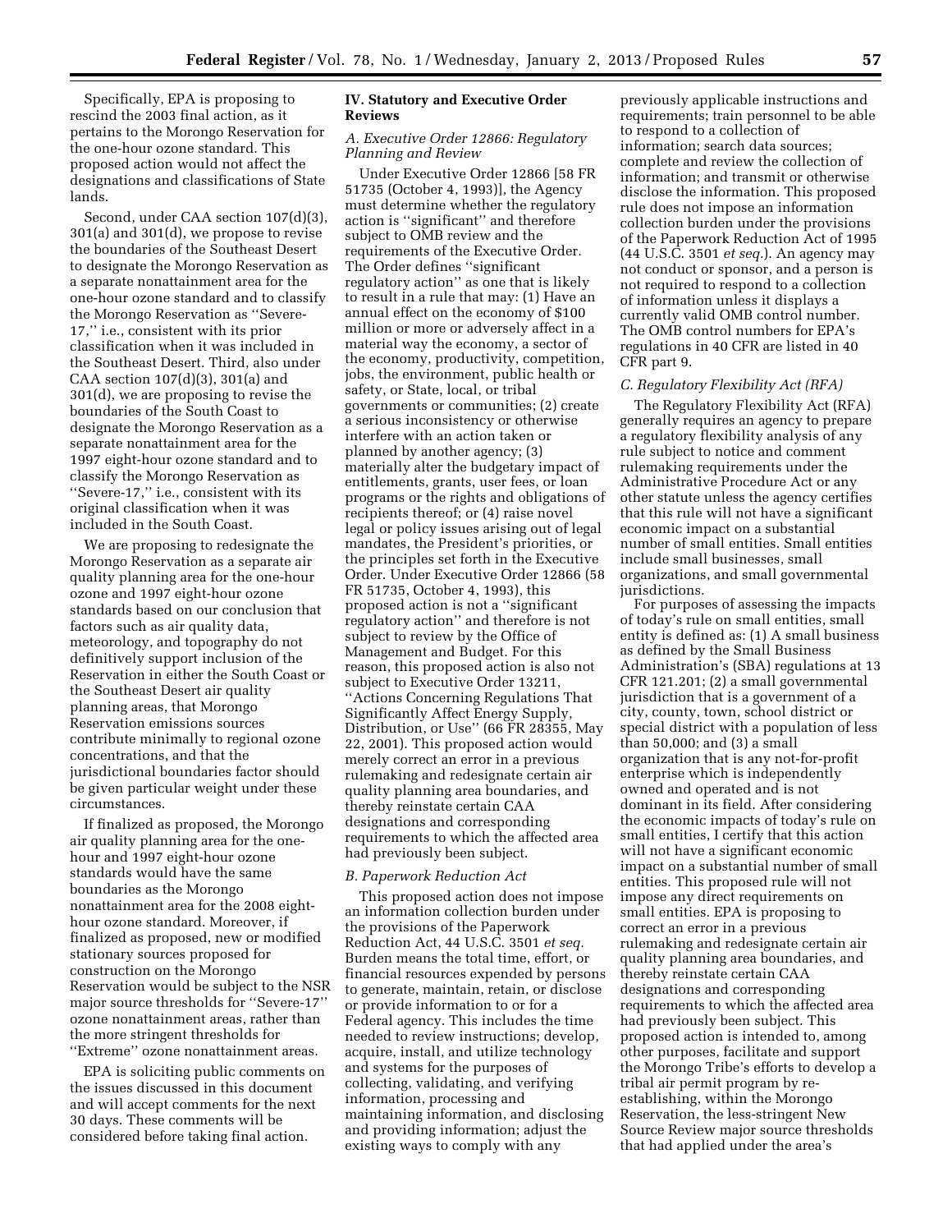Specifically, EPA is proposing to rescind the 2003 final action, as it pertains to the Morongo Reservation for the one-hour ozone standard. This proposed action would not affect the designations and classifications of State lands.

Second, under CAA section 107(d)(3), 301(a) and 301(d), we propose to revise the boundaries of the Southeast Desert to designate the Morongo Reservation as a separate nonattainment area for the one-hour ozone standard and to classify the Morongo Reservation as ''Severe-17,'' i.e., consistent with its prior classification when it was included in the Southeast Desert. Third, also under CAA section 107(d)(3), 301(a) and 301(d), we are proposing to revise the boundaries of the South Coast to designate the Morongo Reservation as a separate nonattainment area for the 1997 eight-hour ozone standard and to classify the Morongo Reservation as ''Severe-17,'' i.e., consistent with its original classification when it was included in the South Coast.

We are proposing to redesignate the Morongo Reservation as a separate air quality planning area for the one-hour ozone and 1997 eight-hour ozone standards based on our conclusion that factors such as air quality data, meteorology, and topography do not definitively support inclusion of the Reservation in either the South Coast or the Southeast Desert air quality planning areas, that Morongo Reservation emissions sources contribute minimally to regional ozone concentrations, and that the jurisdictional boundaries factor should be given particular weight under these circumstances.

If finalized as proposed, the Morongo air quality planning area for the one-hour and 1997 eight-hour ozone standards would have the same boundaries as the Morongo nonattainment area for the 2008 eight-hour ozone standard. Moreover, if finalized as proposed, new or modified stationary sources proposed for construction on the Morongo Reservation would be subject to the NSR major source thresholds for ''Severe-17'' ozone nonattainment areas, rather than the more stringent thresholds for ''Extreme'' ozone nonattainment areas.

EPA is soliciting public comments on the issues discussed in this document and will accept comments for the next 30 days. These comments will be considered before taking final action.

## IV. Statutory and Executive Order Reviews

### *A. Executive Order 12866: Regulatory Planning and Review*

Under Executive Order 12866 [58 FR 51735 (October 4, 1993)], the Agency must determine whether the regulatory action is ''significant'' and therefore subject to OMB review and the requirements of the Executive Order. The Order defines ''significant regulatory action'' as one that is likely to result in a rule that may: (1) Have an annual effect on the economy of $100 million or more or adversely affect in a material way the economy, a sector of the economy, productivity, competition, jobs, the environment, public health or safety, or State, local, or tribal governments or communities; (2) create a serious inconsistency or otherwise interfere with an action taken or planned by another agency; (3) materially alter the budgetary impact of entitlements, grants, user fees, or loan programs or the rights and obligations of recipients thereof; or (4) raise novel legal or policy issues arising out of legal mandates, the President's priorities, or the principles set forth in the Executive Order. Under Executive Order 12866 (58 FR 51735, October 4, 1993), this proposed action is not a ''significant regulatory action'' and therefore is not subject to review by the Office of Management and Budget. For this reason, this proposed action is also not subject to Executive Order 13211, ''Actions Concerning Regulations That Significantly Affect Energy Supply, Distribution, or Use'' (66 FR 28355, May 22, 2001). This proposed action would merely correct an error in a previous rulemaking and redesignate certain air quality planning area boundaries, and thereby reinstate certain CAA designations and corresponding requirements to which the affected area had previously been subject.

### *B. Paperwork Reduction Act*

This proposed action does not impose an information collection burden under the provisions of the Paperwork Reduction Act, 44 U.S.C. 3501 *et seq.* Burden means the total time, effort, or financial resources expended by persons to generate, maintain, retain, or disclose or provide information to or for a Federal agency. This includes the time needed to review instructions; develop, acquire, install, and utilize technology and systems for the purposes of collecting, validating, and verifying information, processing and maintaining information, and disclosing and providing information; adjust the existing ways to comply with any previously applicable instructions and requirements; train personnel to be able to respond to a collection of information; search data sources; complete and review the collection of information; and transmit or otherwise disclose the information. This proposed rule does not impose an information collection burden under the provisions of the Paperwork Reduction Act of 1995 (44 U.S.C. 3501 *et seq.*). An agency may not conduct or sponsor, and a person is not required to respond to a collection of information unless it displays a currently valid OMB control number. The OMB control numbers for EPA's regulations in 40 CFR are listed in 40 CFR part 9.

### *C. Regulatory Flexibility Act (RFA)*

The Regulatory Flexibility Act (RFA) generally requires an agency to prepare a regulatory flexibility analysis of any rule subject to notice and comment rulemaking requirements under the Administrative Procedure Act or any other statute unless the agency certifies that this rule will not have a significant economic impact on a substantial number of small entities. Small entities include small businesses, small organizations, and small governmental jurisdictions.

For purposes of assessing the impacts of today's rule on small entities, small entity is defined as: (1) A small business as defined by the Small Business Administration's (SBA) regulations at 13 CFR 121.201; (2) a small governmental jurisdiction that is a government of a city, county, town, school district or special district with a population of less than 50,000; and (3) a small organization that is any not-for-profit enterprise which is independently owned and operated and is not dominant in its field. After considering the economic impacts of today's rule on small entities, I certify that this action will not have a significant economic impact on a substantial number of small entities. This proposed rule will not impose any direct requirements on small entities. EPA is proposing to correct an error in a previous rulemaking and redesignate certain air quality planning area boundaries, and thereby reinstate certain CAA designations and corresponding requirements to which the affected area had previously been subject. This proposed action is intended to, among other purposes, facilitate and support the Morongo Tribe's efforts to develop a tribal air permit program by re-establishing, within the Morongo Reservation, the less-stringent New Source Review major source thresholds that had applied under the area's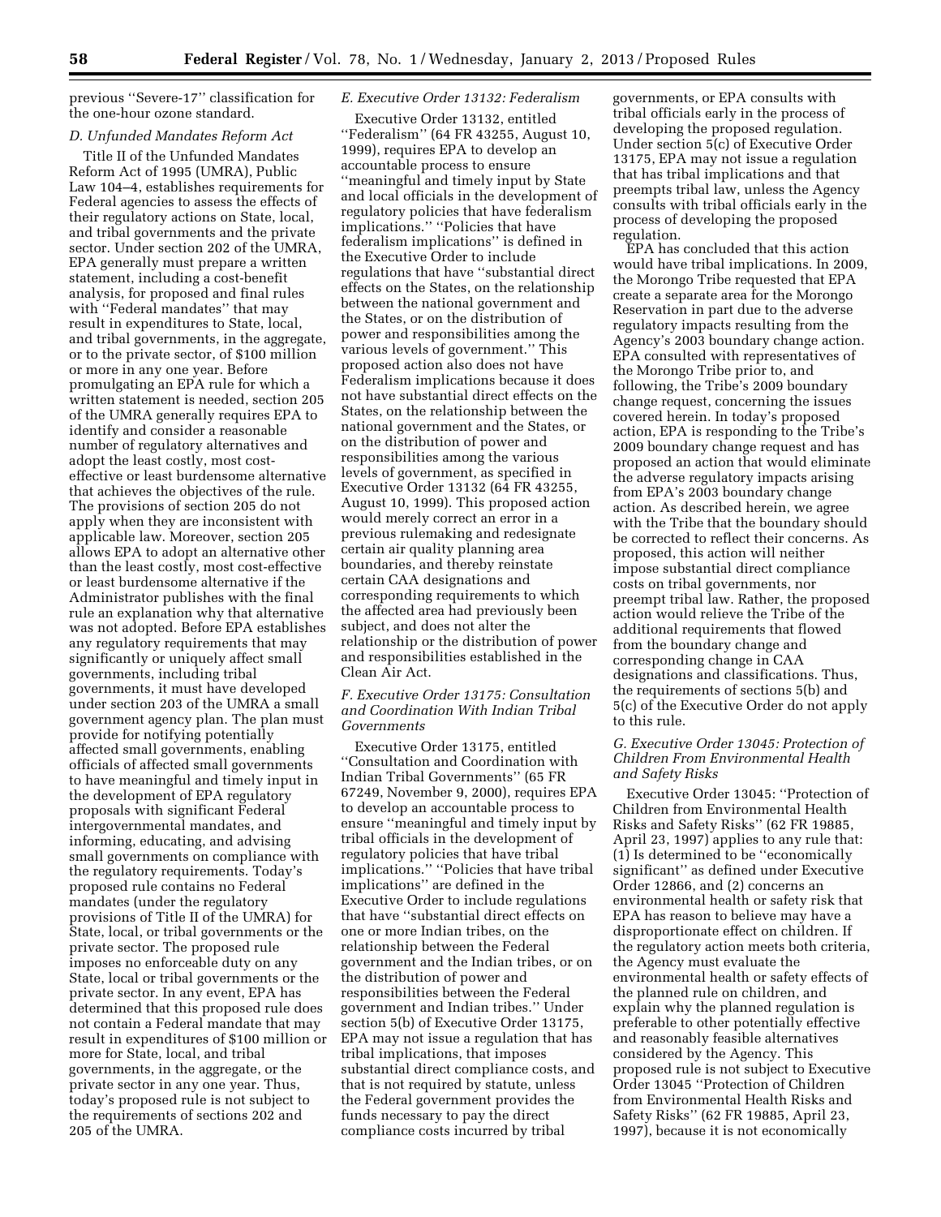previous ''Severe-17'' classification for the one-hour ozone standard.

### D. Unfunded Mandates Reform Act

Title II of the Unfunded Mandates Reform Act of 1995 (UMRA), Public Law 104–4, establishes requirements for Federal agencies to assess the effects of their regulatory actions on State, local, and tribal governments and the private sector. Under section 202 of the UMRA, EPA generally must prepare a written statement, including a cost-benefit analysis, for proposed and final rules with ''Federal mandates'' that may result in expenditures to State, local, and tribal governments, in the aggregate, or to the private sector, of $100 million or more in any one year. Before promulgating an EPA rule for which a written statement is needed, section 205 of the UMRA generally requires EPA to identify and consider a reasonable number of regulatory alternatives and adopt the least costly, most cost-effective or least burdensome alternative that achieves the objectives of the rule. The provisions of section 205 do not apply when they are inconsistent with applicable law. Moreover, section 205 allows EPA to adopt an alternative other than the least costly, most cost-effective or least burdensome alternative if the Administrator publishes with the final rule an explanation why that alternative was not adopted. Before EPA establishes any regulatory requirements that may significantly or uniquely affect small governments, including tribal governments, it must have developed under section 203 of the UMRA a small government agency plan. The plan must provide for notifying potentially affected small governments, enabling officials of affected small governments to have meaningful and timely input in the development of EPA regulatory proposals with significant Federal intergovernmental mandates, and informing, educating, and advising small governments on compliance with the regulatory requirements. Today's proposed rule contains no Federal mandates (under the regulatory provisions of Title II of the UMRA) for State, local, or tribal governments or the private sector. The proposed rule imposes no enforceable duty on any State, local or tribal governments or the private sector. In any event, EPA has determined that this proposed rule does not contain a Federal mandate that may result in expenditures of $100 million or more for State, local, and tribal governments, in the aggregate, or the private sector in any one year. Thus, today's proposed rule is not subject to the requirements of sections 202 and 205 of the UMRA.

### E. Executive Order 13132: Federalism

Executive Order 13132, entitled ''Federalism'' (64 FR 43255, August 10, 1999), requires EPA to develop an accountable process to ensure ''meaningful and timely input by State and local officials in the development of regulatory policies that have federalism implications.'' ''Policies that have federalism implications'' is defined in the Executive Order to include regulations that have ''substantial direct effects on the States, on the relationship between the national government and the States, or on the distribution of power and responsibilities among the various levels of government.'' This proposed action also does not have Federalism implications because it does not have substantial direct effects on the States, on the relationship between the national government and the States, or on the distribution of power and responsibilities among the various levels of government, as specified in Executive Order 13132 (64 FR 43255, August 10, 1999). This proposed action would merely correct an error in a previous rulemaking and redesignate certain air quality planning area boundaries, and thereby reinstate certain CAA designations and corresponding requirements to which the affected area had previously been subject, and does not alter the relationship or the distribution of power and responsibilities established in the Clean Air Act.

### F. Executive Order 13175: Consultation and Coordination With Indian Tribal Governments

Executive Order 13175, entitled ''Consultation and Coordination with Indian Tribal Governments'' (65 FR 67249, November 9, 2000), requires EPA to develop an accountable process to ensure ''meaningful and timely input by tribal officials in the development of regulatory policies that have tribal implications.'' ''Policies that have tribal implications'' are defined in the Executive Order to include regulations that have ''substantial direct effects on one or more Indian tribes, on the relationship between the Federal government and the Indian tribes, or on the distribution of power and responsibilities between the Federal government and Indian tribes.'' Under section 5(b) of Executive Order 13175, EPA may not issue a regulation that has tribal implications, that imposes substantial direct compliance costs, and that is not required by statute, unless the Federal government provides the funds necessary to pay the direct compliance costs incurred by tribal governments, or EPA consults with tribal officials early in the process of developing the proposed regulation. Under section 5(c) of Executive Order 13175, EPA may not issue a regulation that has tribal implications and that preempts tribal law, unless the Agency consults with tribal officials early in the process of developing the proposed regulation.

EPA has concluded that this action would have tribal implications. In 2009, the Morongo Tribe requested that EPA create a separate area for the Morongo Reservation in part due to the adverse regulatory impacts resulting from the Agency's 2003 boundary change action. EPA consulted with representatives of the Morongo Tribe prior to, and following, the Tribe's 2009 boundary change request, concerning the issues covered herein. In today's proposed action, EPA is responding to the Tribe's 2009 boundary change request and has proposed an action that would eliminate the adverse regulatory impacts arising from EPA's 2003 boundary change action. As described herein, we agree with the Tribe that the boundary should be corrected to reflect their concerns. As proposed, this action will neither impose substantial direct compliance costs on tribal governments, nor preempt tribal law. Rather, the proposed action would relieve the Tribe of the additional requirements that flowed from the boundary change and corresponding change in CAA designations and classifications. Thus, the requirements of sections 5(b) and 5(c) of the Executive Order do not apply to this rule.

### G. Executive Order 13045: Protection of Children From Environmental Health and Safety Risks

Executive Order 13045: ''Protection of Children from Environmental Health Risks and Safety Risks'' (62 FR 19885, April 23, 1997) applies to any rule that: (1) Is determined to be ''economically significant'' as defined under Executive Order 12866, and (2) concerns an environmental health or safety risk that EPA has reason to believe may have a disproportionate effect on children. If the regulatory action meets both criteria, the Agency must evaluate the environmental health or safety effects of the planned rule on children, and explain why the planned regulation is preferable to other potentially effective and reasonably feasible alternatives considered by the Agency. This proposed rule is not subject to Executive Order 13045 ''Protection of Children from Environmental Health Risks and Safety Risks'' (62 FR 19885, April 23, 1997), because it is not economically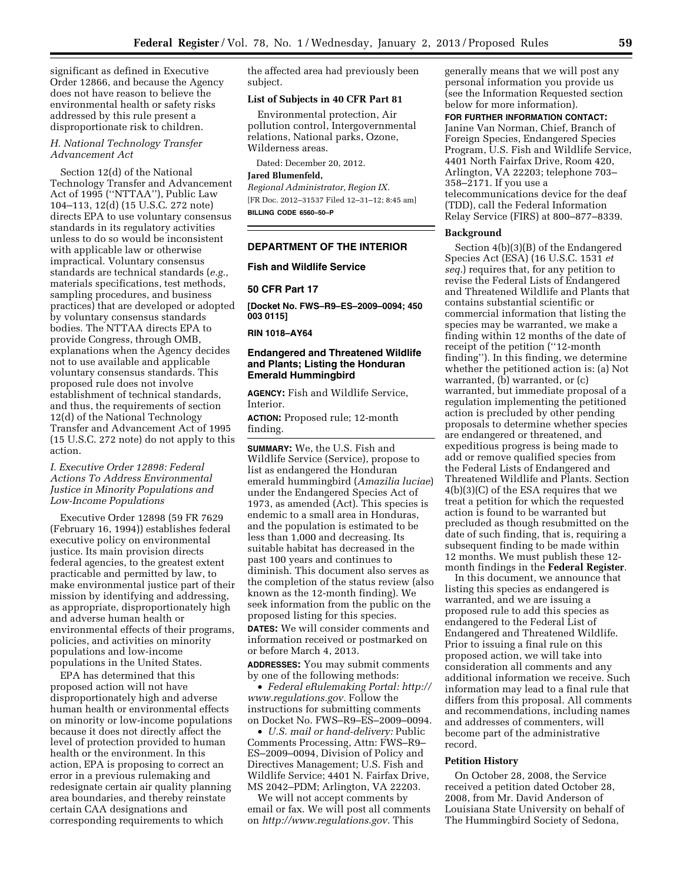significant as defined in Executive Order 12866, and because the Agency does not have reason to believe the environmental health or safety risks addressed by this rule present a disproportionate risk to children.

### *H. National Technology Transfer Advancement Act*

Section 12(d) of the National Technology Transfer and Advancement Act of 1995 (''NTTAA''), Public Law 104–113, 12(d) (15 U.S.C. 272 note) directs EPA to use voluntary consensus standards in its regulatory activities unless to do so would be inconsistent with applicable law or otherwise impractical. Voluntary consensus standards are technical standards (*e.g.,* materials specifications, test methods, sampling procedures, and business practices) that are developed or adopted by voluntary consensus standards bodies. The NTTAA directs EPA to provide Congress, through OMB, explanations when the Agency decides not to use available and applicable voluntary consensus standards. This proposed rule does not involve establishment of technical standards, and thus, the requirements of section 12(d) of the National Technology Transfer and Advancement Act of 1995 (15 U.S.C. 272 note) do not apply to this action.

### *I. Executive Order 12898: Federal Actions To Address Environmental Justice in Minority Populations and Low-Income Populations*

Executive Order 12898 (59 FR 7629 (February 16, 1994)) establishes federal executive policy on environmental justice. Its main provision directs federal agencies, to the greatest extent practicable and permitted by law, to make environmental justice part of their mission by identifying and addressing, as appropriate, disproportionately high and adverse human health or environmental effects of their programs, policies, and activities on minority populations and low-income populations in the United States.

EPA has determined that this proposed action will not have disproportionately high and adverse human health or environmental effects on minority or low-income populations because it does not directly affect the level of protection provided to human health or the environment. In this action, EPA is proposing to correct an error in a previous rulemaking and redesignate certain air quality planning area boundaries, and thereby reinstate certain CAA designations and corresponding requirements to which the affected area had previously been subject.

**List of Subjects in 40 CFR Part 81**

Environmental protection, Air pollution control, Intergovernmental relations, National parks, Ozone, Wilderness areas.

Dated: December 20, 2012.

**Jared Blumenfeld,**

*Regional Administrator, Region IX.*

[FR Doc. 2012–31537 Filed 12–31–12; 8:45 am]

**BILLING CODE 6560–50–P**

---

## DEPARTMENT OF THE INTERIOR

### Fish and Wildlife Service

### 50 CFR Part 17

**[Docket No. FWS–R9–ES–2009–0094; 450 003 0115]**

**RIN 1018–AY64**

## Endangered and Threatened Wildlife and Plants; Listing the Honduran Emerald Hummingbird

**AGENCY:** Fish and Wildlife Service, Interior.

**ACTION:** Proposed rule; 12-month finding.

**SUMMARY:** We, the U.S. Fish and Wildlife Service (Service), propose to list as endangered the Honduran emerald hummingbird (*Amazilia luciae*) under the Endangered Species Act of 1973, as amended (Act). This species is endemic to a small area in Honduras, and the population is estimated to be less than 1,000 and decreasing. Its suitable habitat has decreased in the past 100 years and continues to diminish. This document also serves as the completion of the status review (also known as the 12-month finding). We seek information from the public on the proposed listing for this species.

**DATES:** We will consider comments and information received or postmarked on or before March 4, 2013.

**ADDRESSES:** You may submit comments by one of the following methods:

- *Federal eRulemaking Portal: http://www.regulations.gov.* Follow the instructions for submitting comments on Docket No. FWS–R9–ES–2009–0094.
- *U.S. mail or hand-delivery:* Public Comments Processing, Attn: FWS–R9–ES–2009–0094, Division of Policy and Directives Management; U.S. Fish and Wildlife Service; 4401 N. Fairfax Drive, MS 2042–PDM; Arlington, VA 22203.

We will not accept comments by email or fax. We will post all comments on *http://www.regulations.gov.* This generally means that we will post any personal information you provide us (see the Information Requested section below for more information).

**FOR FURTHER INFORMATION CONTACT:** Janine Van Norman, Chief, Branch of Foreign Species, Endangered Species Program, U.S. Fish and Wildlife Service, 4401 North Fairfax Drive, Room 420, Arlington, VA 22203; telephone 703–358–2171. If you use a telecommunications device for the deaf (TDD), call the Federal Information Relay Service (FIRS) at 800–877–8339.

**Background**

Section 4(b)(3)(B) of the Endangered Species Act (ESA) (16 U.S.C. 1531 *et seq.*) requires that, for any petition to revise the Federal Lists of Endangered and Threatened Wildlife and Plants that contains substantial scientific or commercial information that listing the species may be warranted, we make a finding within 12 months of the date of receipt of the petition (''12-month finding''). In this finding, we determine whether the petitioned action is: (a) Not warranted, (b) warranted, or (c) warranted, but immediate proposal of a regulation implementing the petitioned action is precluded by other pending proposals to determine whether species are endangered or threatened, and expeditious progress is being made to add or remove qualified species from the Federal Lists of Endangered and Threatened Wildlife and Plants. Section 4(b)(3)(C) of the ESA requires that we treat a petition for which the requested action is found to be warranted but precluded as though resubmitted on the date of such finding, that is, requiring a subsequent finding to be made within 12 months. We must publish these 12-month findings in the **Federal Register**.

In this document, we announce that listing this species as endangered is warranted, and we are issuing a proposed rule to add this species as endangered to the Federal List of Endangered and Threatened Wildlife. Prior to issuing a final rule on this proposed action, we will take into consideration all comments and any additional information we receive. Such information may lead to a final rule that differs from this proposal. All comments and recommendations, including names and addresses of commenters, will become part of the administrative record.

**Petition History**

On October 28, 2008, the Service received a petition dated October 28, 2008, from Mr. David Anderson of Louisiana State University on behalf of The Hummingbird Society of Sedona,